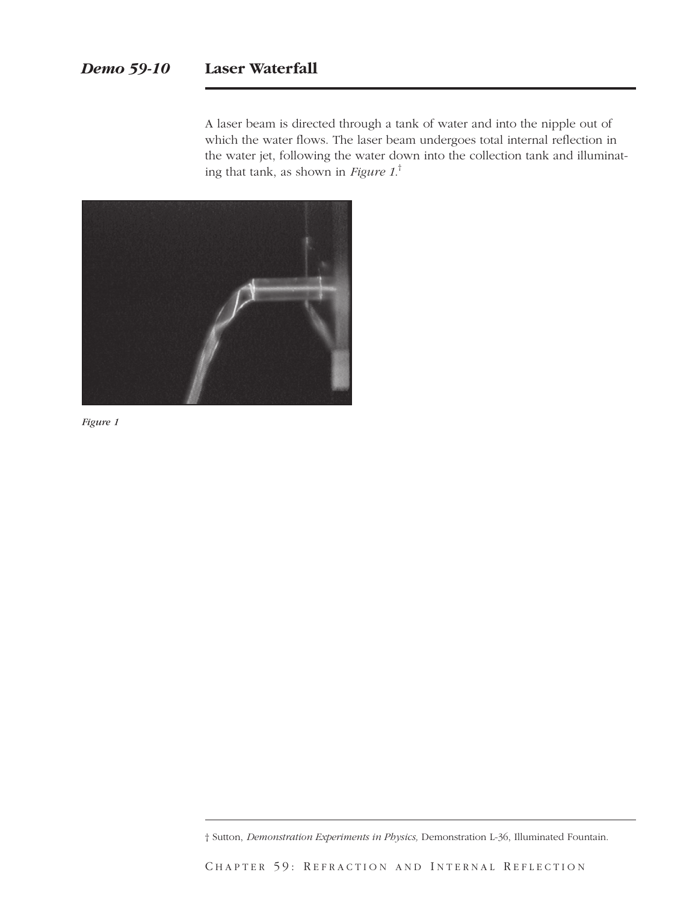## *Demo 59-10* Laser Waterfall

A laser beam is directed through a tank of water and into the nipple out of which the water flows. The laser beam undergoes total internal reflection in the water jet, following the water down into the collection tank and illuminating that tank, as shown in *Figure 1*.†

*Figure 1*

† Sutton, *Demonstration Experiments in Physics,* Demonstration L-36, Illuminated Fountain.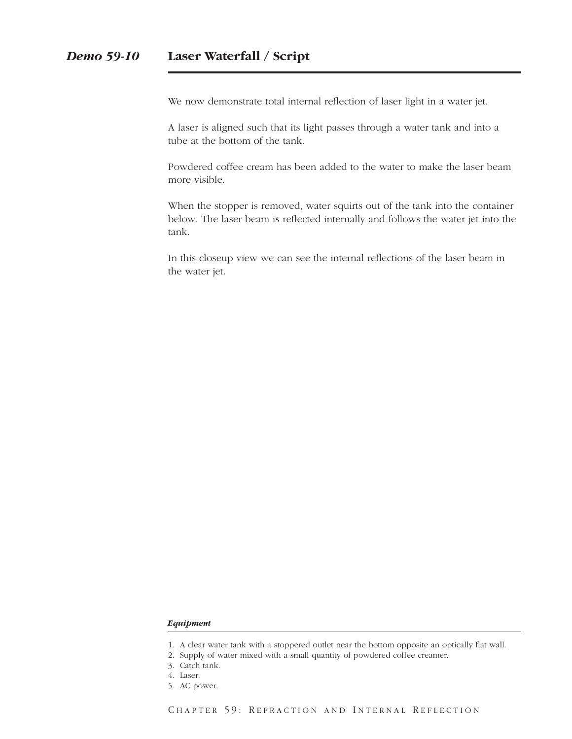# *Demo 59-10* Laser Waterfall / Script

We now demonstrate total internal reflection of laser light in a water jet.

A laser is aligned such that its light passes through a water tank and into a tube at the bottom of the tank.

Powdered coffee cream has been added to the water to make the laser beam more visible.

When the stopper is removed, water squirts out of the tank into the container below. The laser beam is reflected internally and follows the water jet into the tank.

In this closeup view we can see the internal reflections of the laser beam in the water jet.

#### *Equipment*

1. A clear water tank with a stoppered outlet near the bottom opposite an optically flat wall.
2. Supply of water mixed with a small quantity of powdered coffee creamer.
3. Catch tank.
4. Laser.
5. AC power.